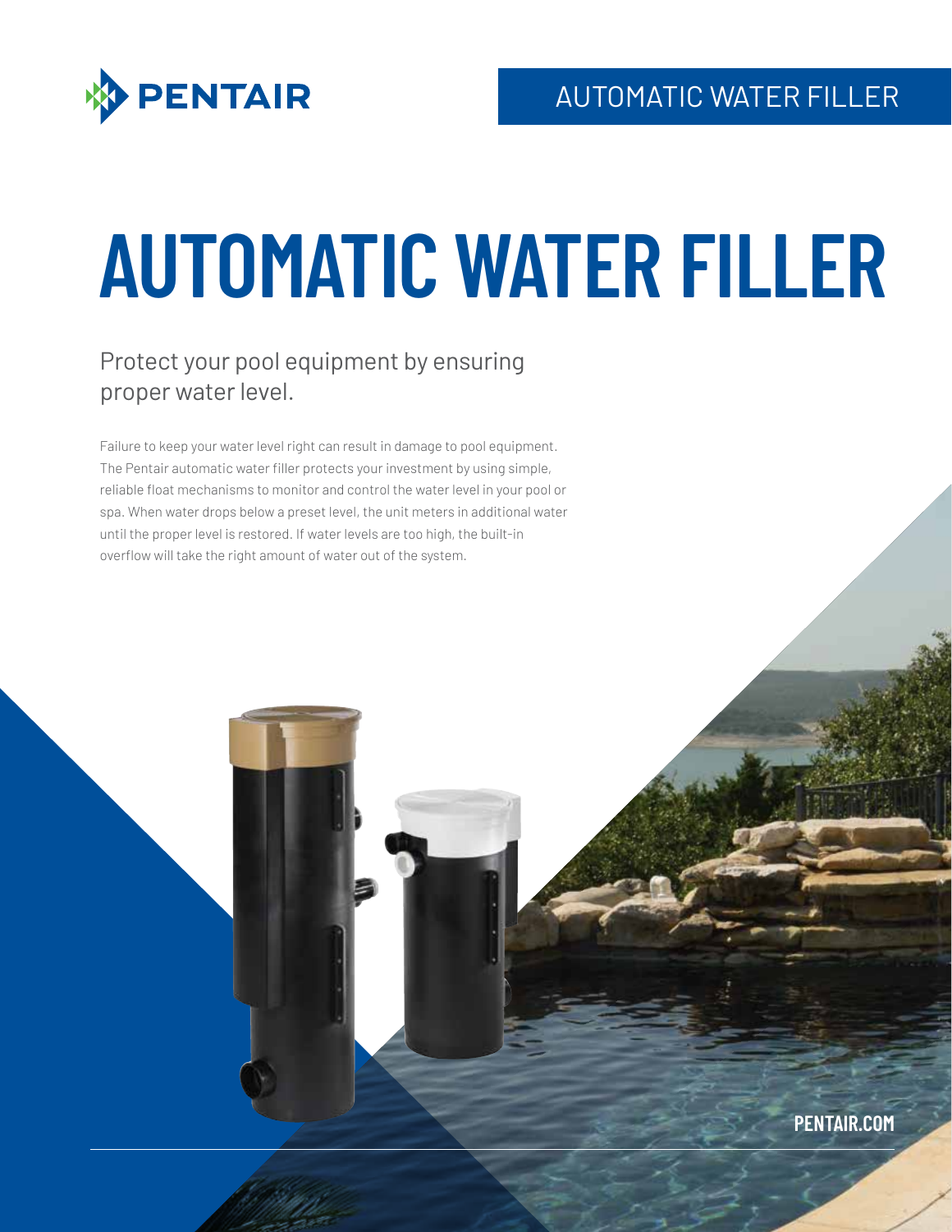AUTOMATIC WATER FILLER

# AUTOMATIC WATER FILLER

## Protect your pool equipment by ensuring proper water level.

Failure to keep your water level right can result in damage to pool equipment. The Pentair automatic water filler protects your investment by using simple, reliable float mechanisms to monitor and control the water level in your pool or spa. When water drops below a preset level, the unit meters in additional water until the proper level is restored. If water levels are too high, the built-in overflow will take the right amount of water out of the system.

PENTAIR.COM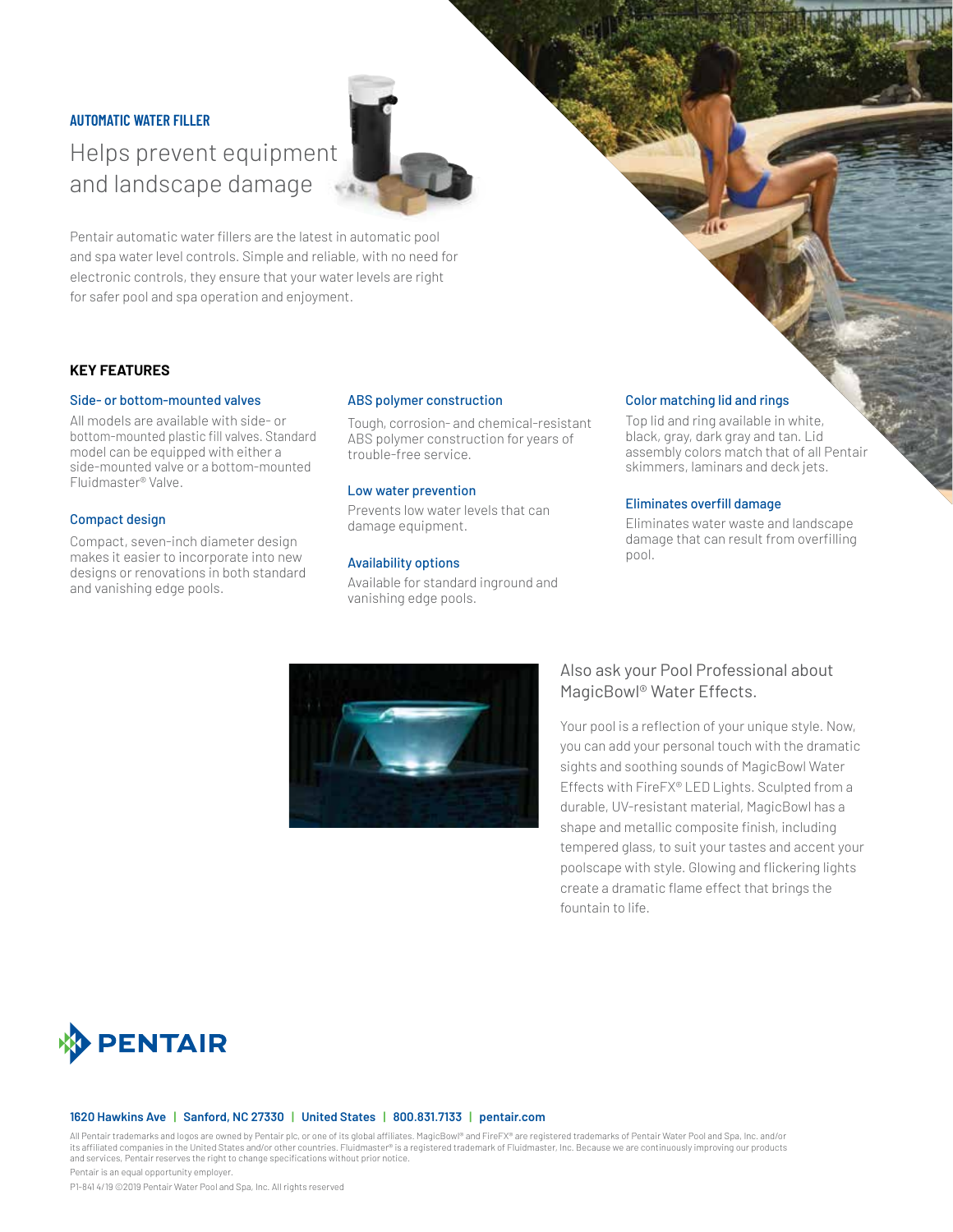## AUTOMATIC WATER FILLER

# Helps prevent equipment and landscape damage

Pentair automatic water fillers are the latest in automatic pool and spa water level controls. Simple and reliable, with no need for electronic controls, they ensure that your water levels are right for safer pool and spa operation and enjoyment.

### KEY FEATURES

**Side- or bottom-mounted valves**

All models are available with side- or bottom-mounted plastic fill valves. Standard model can be equipped with either a side-mounted valve or a bottom-mounted Fluidmaster® Valve.

**Compact design**

Compact, seven-inch diameter design makes it easier to incorporate into new designs or renovations in both standard and vanishing edge pools.

**ABS polymer construction**

Tough, corrosion- and chemical-resistant ABS polymer construction for years of trouble-free service.

**Low water prevention**

Prevents low water levels that can damage equipment.

**Availability options**

Available for standard inground and vanishing edge pools.

**Color matching lid and rings**

Top lid and ring available in white, black, gray, dark gray and tan. Lid assembly colors match that of all Pentair skimmers, laminars and deck jets.

**Eliminates overfill damage**

Eliminates water waste and landscape damage that can result from overfilling pool.

## Also ask your Pool Professional about MagicBowl® Water Effects.

Your pool is a reflection of your unique style. Now, you can add your personal touch with the dramatic sights and soothing sounds of MagicBowl Water Effects with FireFX® LED Lights. Sculpted from a durable, UV-resistant material, MagicBowl has a shape and metallic composite finish, including tempered glass, to suit your tastes and accent your poolscape with style. Glowing and flickering lights create a dramatic flame effect that brings the fountain to life.

**PENTAIR**

**1620 Hawkins Ave | Sanford, NC 27330 | United States | 800.831.7133 | pentair.com**

All Pentair trademarks and logos are owned by Pentair plc, or one of its global affiliates. MagicBowl® and FireFX® are registered trademarks of Pentair Water Pool and Spa, Inc. and/or its affiliated companies in the United States and/or other countries. Fluidmaster® is a registered trademark of Fluidmaster, Inc. Because we are continuously improving our products and services, Pentair reserves the right to change specifications without prior notice.

Pentair is an equal opportunity employer.

P1-841 4/19 ©2019 Pentair Water Pool and Spa, Inc. All rights reserved